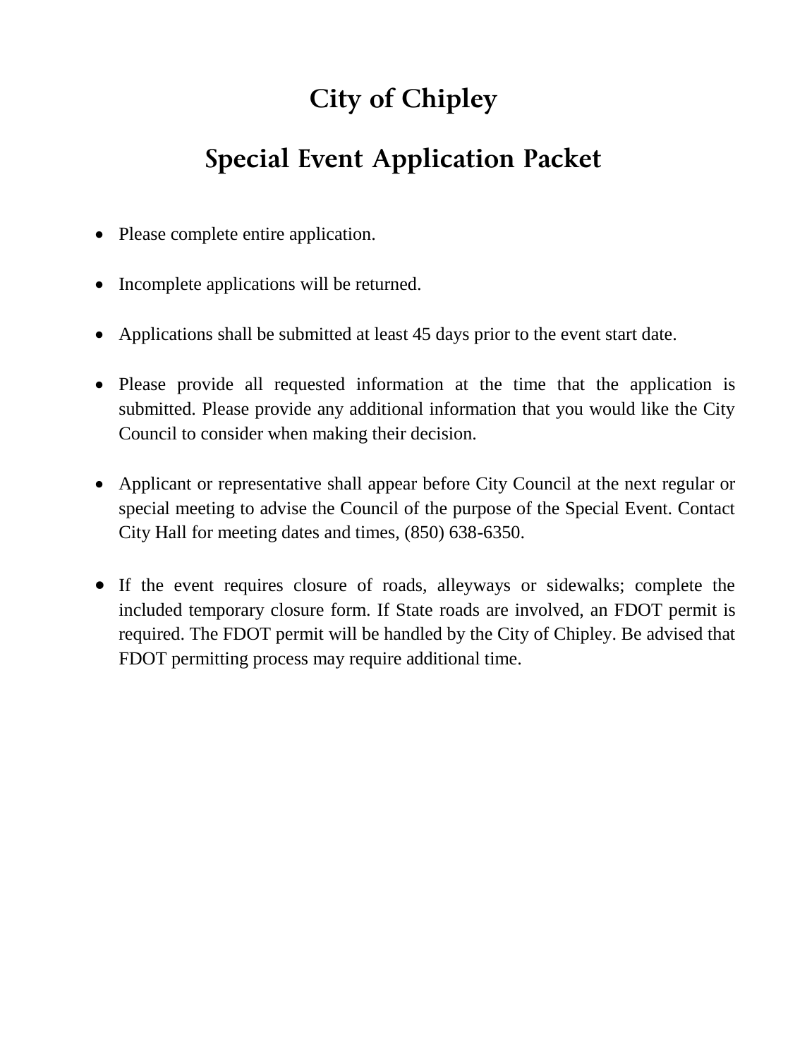# City of Chipley

## Special Event Application Packet

- Please complete entire application.
- Incomplete applications will be returned.
- Applications shall be submitted at least 45 days prior to the event start date.
- Please provide all requested information at the time that the application is submitted. Please provide any additional information that you would like the City Council to consider when making their decision.
- Applicant or representative shall appear before City Council at the next regular or special meeting to advise the Council of the purpose of the Special Event. Contact City Hall for meeting dates and times, (850) 638-6350.
- If the event requires closure of roads, alleyways or sidewalks; complete the included temporary closure form. If State roads are involved, an FDOT permit is required. The FDOT permit will be handled by the City of Chipley. Be advised that FDOT permitting process may require additional time.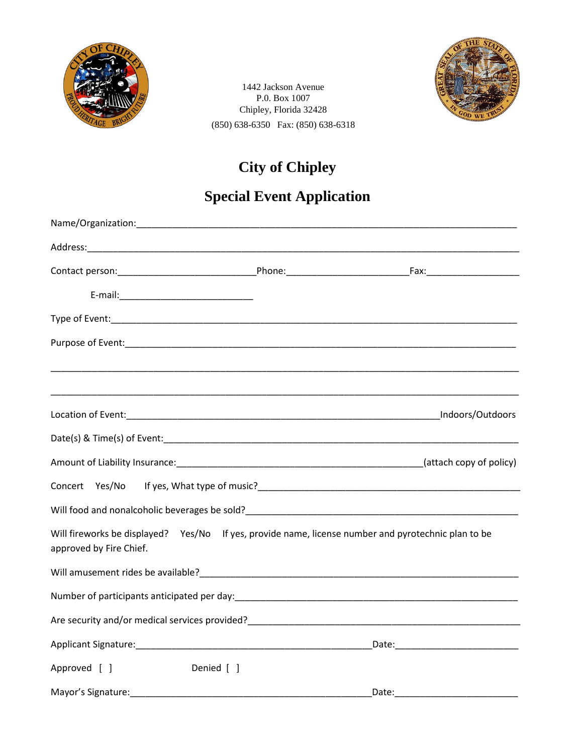1442 Jackson Avenue
P.O. Box 1007
Chipley, Florida 32428
(850) 638-6350 Fax: (850) 638-6318

# City of Chipley

## Special Event Application

Name/Organization:_______________________________________________________________________

Address:_______________________________________________________________________________

Contact person:_________________________Phone:______________________Fax:_________________

E-mail:________________________

Type of Event:__________________________________________________________________________

Purpose of Event:_______________________________________________________________________

_______________________________________________________________________________________

_______________________________________________________________________________________

Location of Event:_________________________________________________________Indoors/Outdoors

Date(s) & Time(s) of Event:_________________________________________________________________

Amount of Liability Insurance:____________________________________________(attach copy of policy)

Concert Yes/No If yes, What type of music?____________________________________________________

Will food and nonalcoholic beverages be sold?___________________________________________________

Will fireworks be displayed? Yes/No If yes, provide name, license number and pyrotechnic plan to be approved by Fire Chief.

Will amusement rides be available?_______________________________________________________

Number of participants anticipated per day:________________________________________________

Are security and/or medical services provided?_____________________________________________

Applicant Signature:___________________________________________Date:______________________

Approved [ ] Denied [ ]

Mayor's Signature:____________________________________________Date:______________________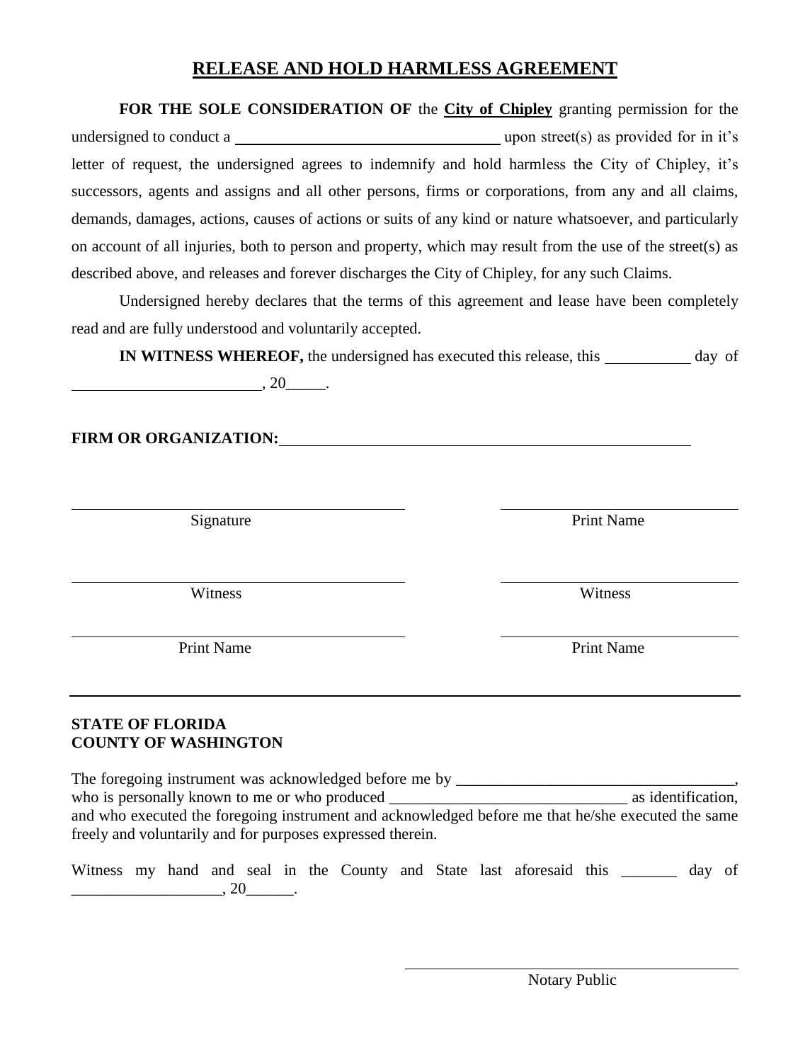# RELEASE AND HOLD HARMLESS AGREEMENT

**FOR THE SOLE CONSIDERATION OF** the **City of Chipley** granting permission for the undersigned to conduct a ________________________________ upon street(s) as provided for in it's letter of request, the undersigned agrees to indemnify and hold harmless the City of Chipley, it's successors, agents and assigns and all other persons, firms or corporations, from any and all claims, demands, damages, actions, causes of actions or suits of any kind or nature whatsoever, and particularly on account of all injuries, both to person and property, which may result from the use of the street(s) as described above, and releases and forever discharges the City of Chipley, for any such Claims.

Undersigned hereby declares that the terms of this agreement and lease have been completely read and are fully understood and voluntarily accepted.

**IN WITNESS WHEREOF,** the undersigned has executed this release, this __________ day of ______________________, 20_____.

**FIRM OR ORGANIZATION:** ____________________________________________________

| | |
|---|---|
| ________________________________ | ________________________ |
| Signature | Print Name |
| ________________________________ | ________________________ |
| Witness | Witness |
| ________________________________ | ________________________ |
| Print Name | Print Name |

---

**STATE OF FLORIDA**
**COUNTY OF WASHINGTON**

The foregoing instrument was acknowledged before me by ____________________________________, who is personally known to me or who produced _______________________________ as identification, and who executed the foregoing instrument and acknowledged before me that he/she executed the same freely and voluntarily and for purposes expressed therein.

Witness my hand and seal in the County and State last aforesaid this _______ day of ___________________, 20______.

________________________________
Notary Public